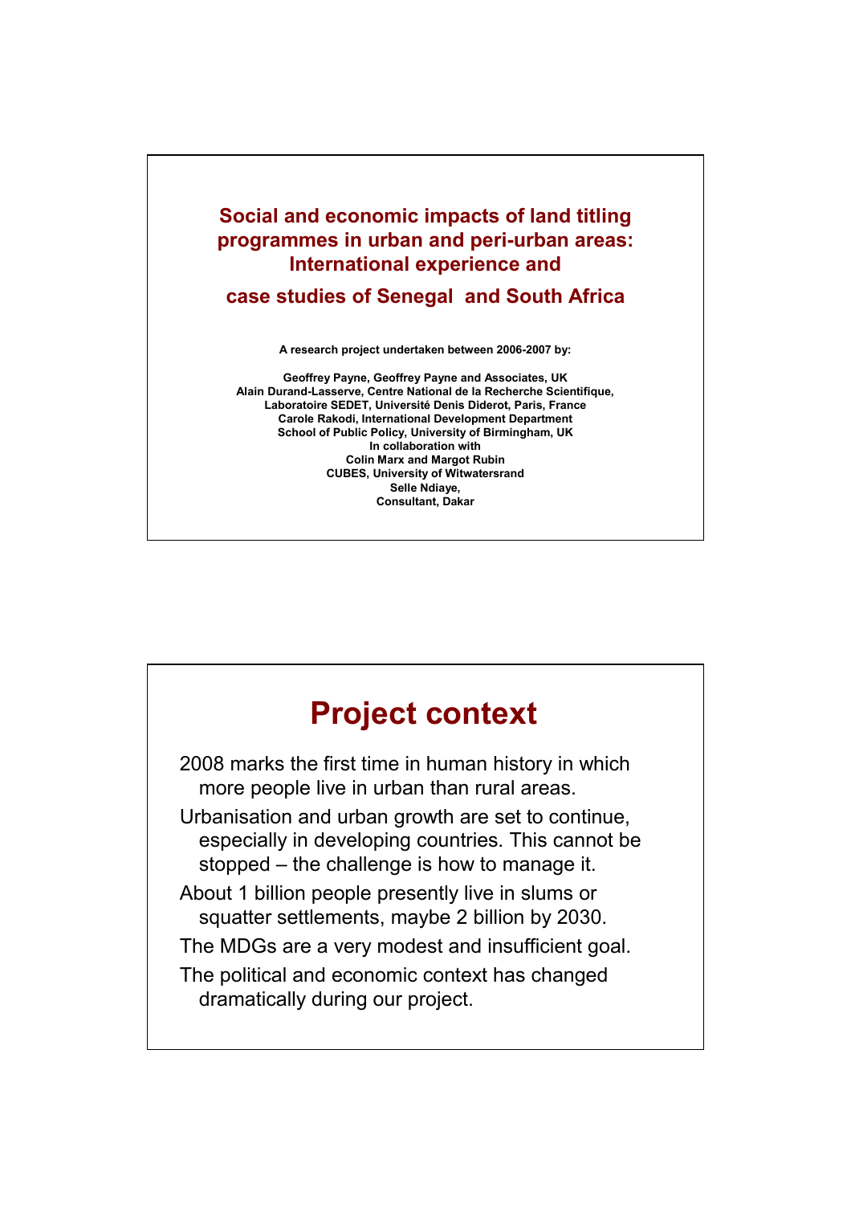# Social and economic impacts of land titling programmes in urban and peri-urban areas: International experience and case studies of Senegal and South Africa

**A research project undertaken between 2006-2007 by:**

**Geoffrey Payne, Geoffrey Payne and Associates, UK**
**Alain Durand-Lasserve, Centre National de la Recherche Scientifique, Laboratoire SEDET, Université Denis Diderot, Paris, France**
**Carole Rakodi, International Development Department School of Public Policy, University of Birmingham, UK**
**In collaboration with**
**Colin Marx and Margot Rubin**
**CUBES, University of Witwatersrand**
**Selle Ndiaye,**
**Consultant, Dakar**

# Project context

2008 marks the first time in human history in which more people live in urban than rural areas.

Urbanisation and urban growth are set to continue, especially in developing countries. This cannot be stopped – the challenge is how to manage it.

About 1 billion people presently live in slums or squatter settlements, maybe 2 billion by 2030.

The MDGs are a very modest and insufficient goal.

The political and economic context has changed dramatically during our project.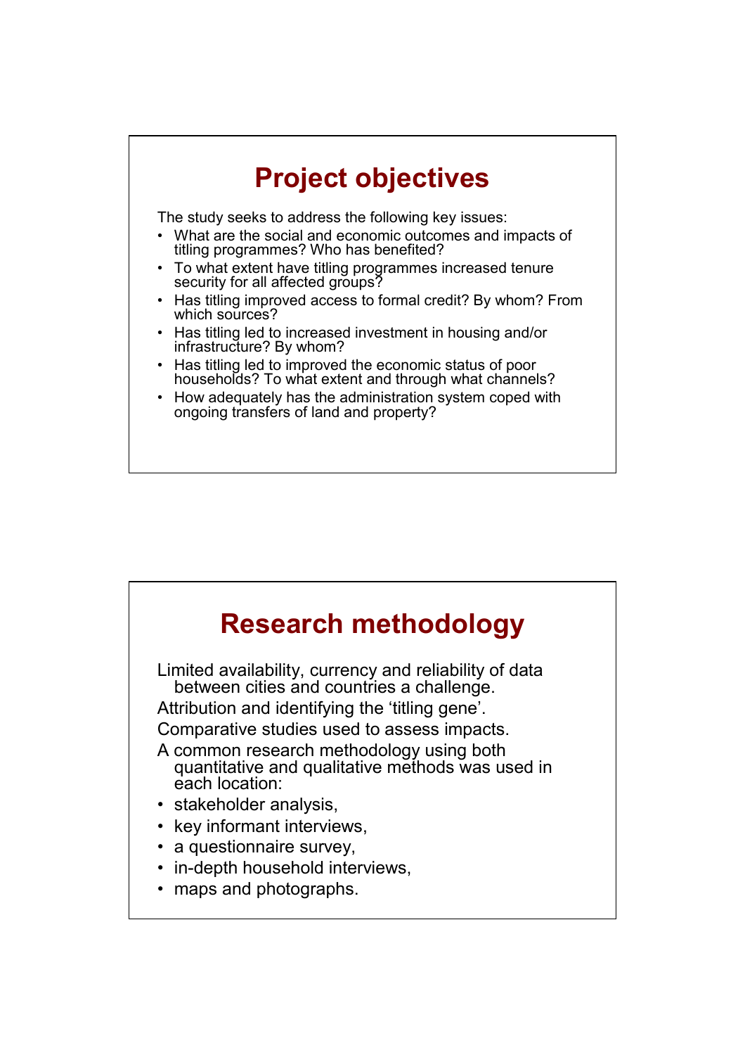# Project objectives

The study seeks to address the following key issues:

- What are the social and economic outcomes and impacts of titling programmes? Who has benefited?
- To what extent have titling programmes increased tenure security for all affected groups?
- Has titling improved access to formal credit? By whom? From which sources?
- Has titling led to increased investment in housing and/or infrastructure? By whom?
- Has titling led to improved the economic status of poor households? To what extent and through what channels?
- How adequately has the administration system coped with ongoing transfers of land and property?

# Research methodology

Limited availability, currency and reliability of data between cities and countries a challenge.

Attribution and identifying the 'titling gene'.

Comparative studies used to assess impacts.

A common research methodology using both quantitative and qualitative methods was used in each location:

- stakeholder analysis,
- key informant interviews,
- a questionnaire survey,
- in-depth household interviews,
- maps and photographs.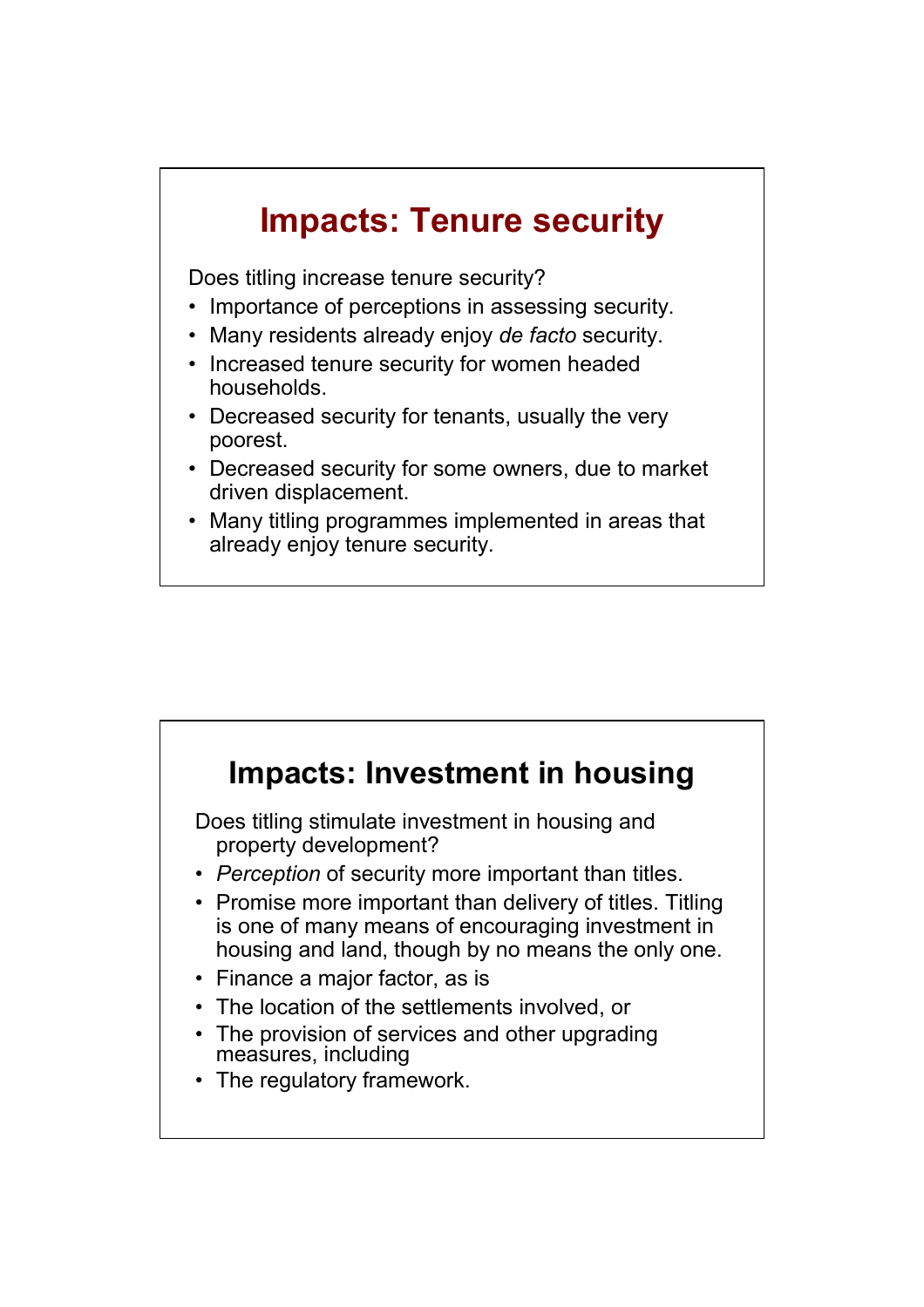## Impacts: Tenure security

Does titling increase tenure security?

- Importance of perceptions in assessing security.
- Many residents already enjoy *de facto* security.
- Increased tenure security for women headed households.
- Decreased security for tenants, usually the very poorest.
- Decreased security for some owners, due to market driven displacement.
- Many titling programmes implemented in areas that already enjoy tenure security.

## Impacts: Investment in housing

Does titling stimulate investment in housing and property development?

- *Perception* of security more important than titles.
- Promise more important than delivery of titles. Titling is one of many means of encouraging investment in housing and land, though by no means the only one.
- Finance a major factor, as is
- The location of the settlements involved, or
- The provision of services and other upgrading measures, including
- The regulatory framework.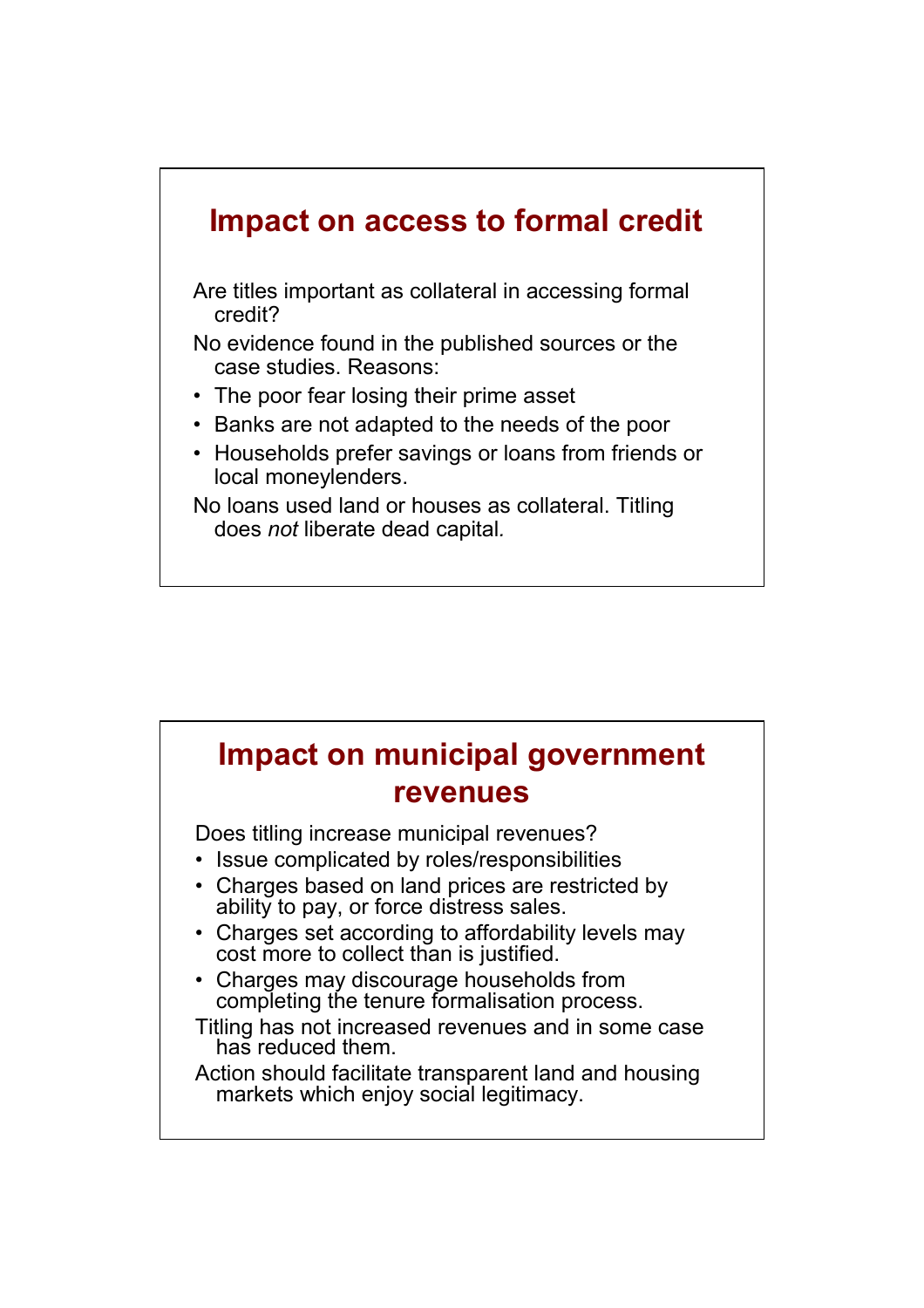## Impact on access to formal credit

Are titles important as collateral in accessing formal credit?

No evidence found in the published sources or the case studies. Reasons:

- The poor fear losing their prime asset
- Banks are not adapted to the needs of the poor
- Households prefer savings or loans from friends or local moneylenders.

No loans used land or houses as collateral. Titling does *not* liberate dead capital.

## Impact on municipal government revenues

Does titling increase municipal revenues?

- Issue complicated by roles/responsibilities
- Charges based on land prices are restricted by ability to pay, or force distress sales.
- Charges set according to affordability levels may cost more to collect than is justified.
- Charges may discourage households from completing the tenure formalisation process.

Titling has not increased revenues and in some case has reduced them.

Action should facilitate transparent land and housing markets which enjoy social legitimacy.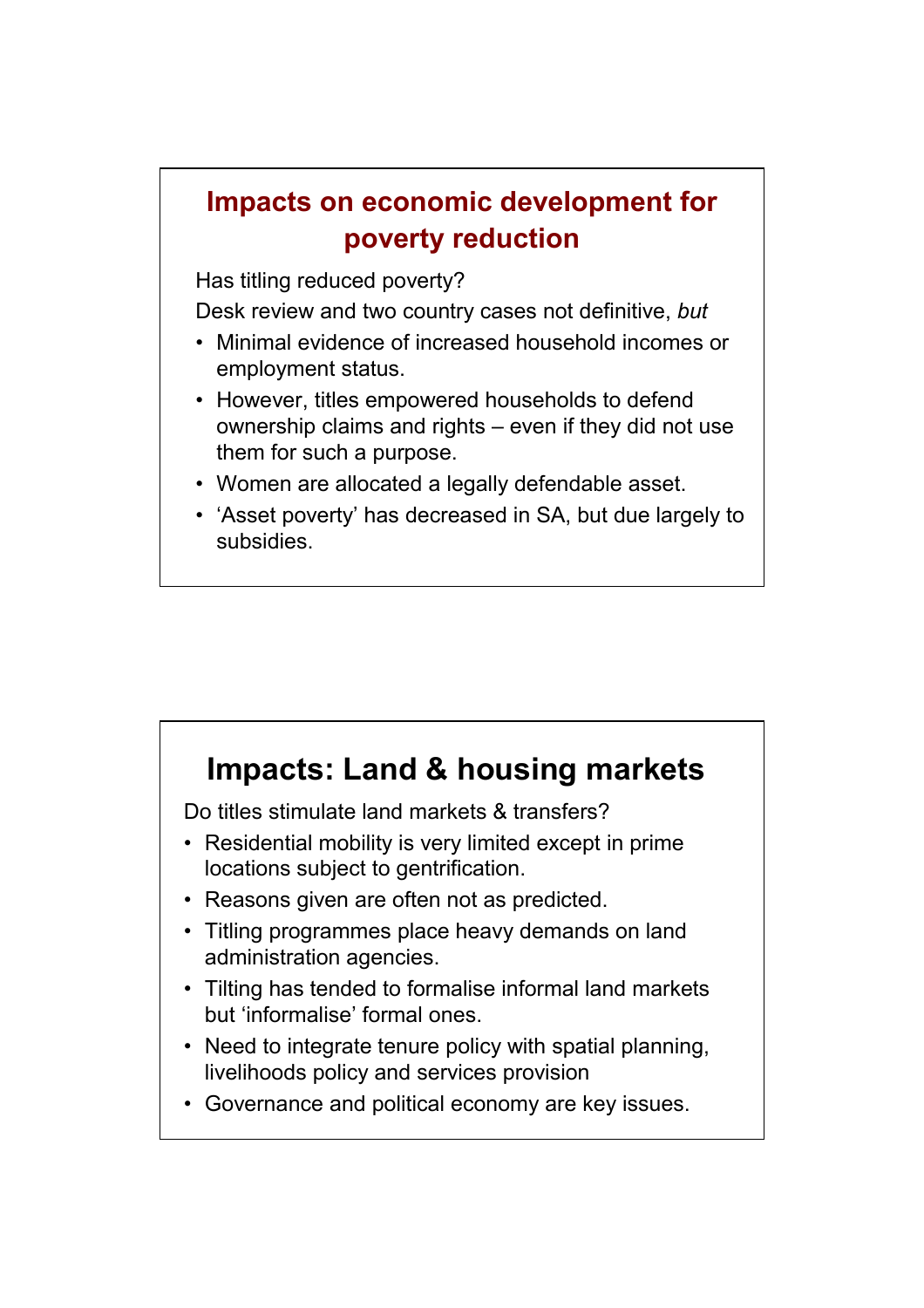## Impacts on economic development for poverty reduction

Has titling reduced poverty?

Desk review and two country cases not definitive, *but*

- Minimal evidence of increased household incomes or employment status.
- However, titles empowered households to defend ownership claims and rights – even if they did not use them for such a purpose.
- Women are allocated a legally defendable asset.
- 'Asset poverty' has decreased in SA, but due largely to subsidies.

## Impacts: Land & housing markets

Do titles stimulate land markets & transfers?

- Residential mobility is very limited except in prime locations subject to gentrification.
- Reasons given are often not as predicted.
- Titling programmes place heavy demands on land administration agencies.
- Tilting has tended to formalise informal land markets but 'informalise' formal ones.
- Need to integrate tenure policy with spatial planning, livelihoods policy and services provision
- Governance and political economy are key issues.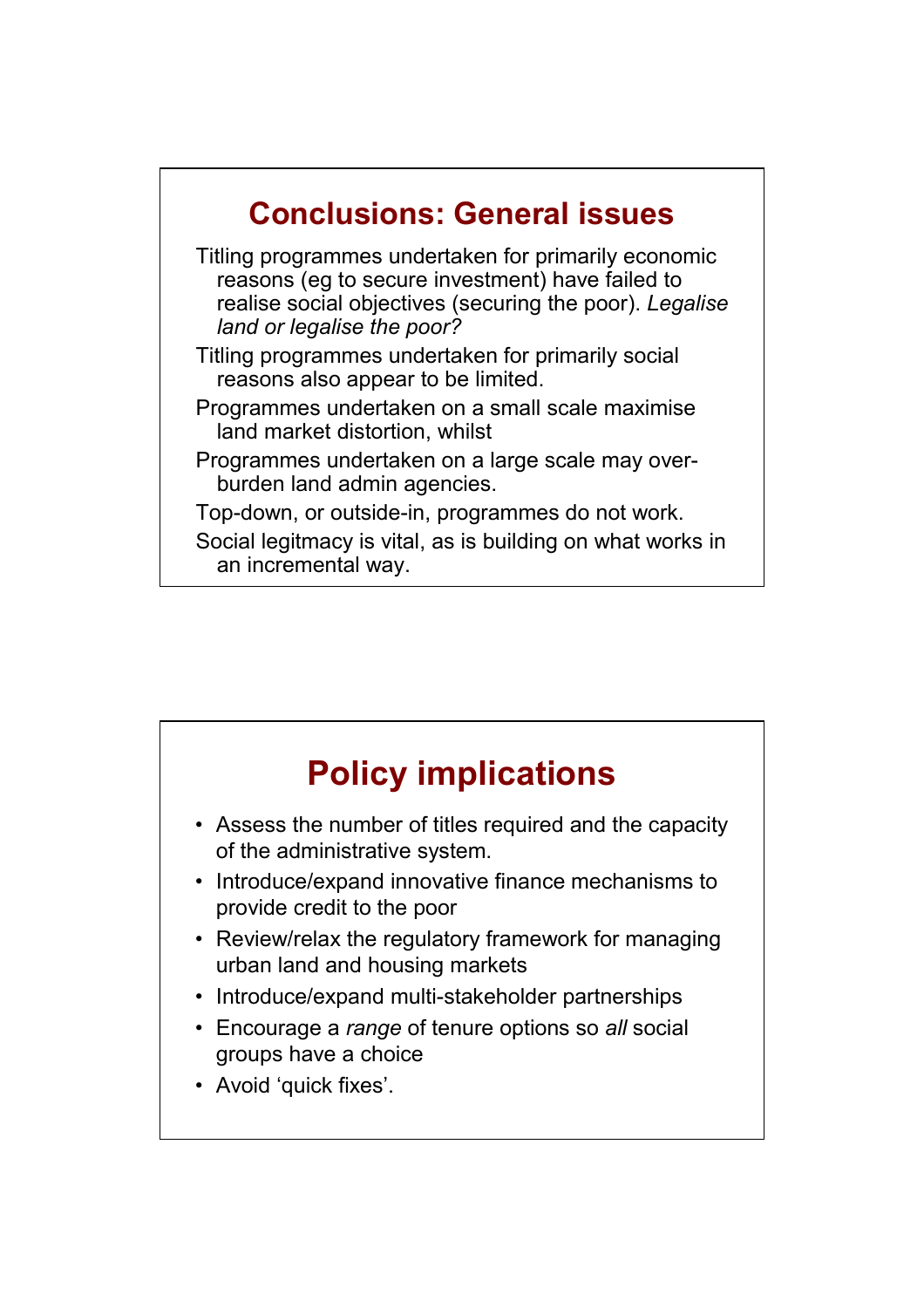## Conclusions: General issues

Titling programmes undertaken for primarily economic reasons (eg to secure investment) have failed to realise social objectives (securing the poor). *Legalise land or legalise the poor?*

Titling programmes undertaken for primarily social reasons also appear to be limited.

Programmes undertaken on a small scale maximise land market distortion, whilst

Programmes undertaken on a large scale may over-burden land admin agencies.

Top-down, or outside-in, programmes do not work.

Social legitmacy is vital, as is building on what works in an incremental way.

## Policy implications

- Assess the number of titles required and the capacity of the administrative system.
- Introduce/expand innovative finance mechanisms to provide credit to the poor
- Review/relax the regulatory framework for managing urban land and housing markets
- Introduce/expand multi-stakeholder partnerships
- Encourage a *range* of tenure options so *all* social groups have a choice
- Avoid 'quick fixes'.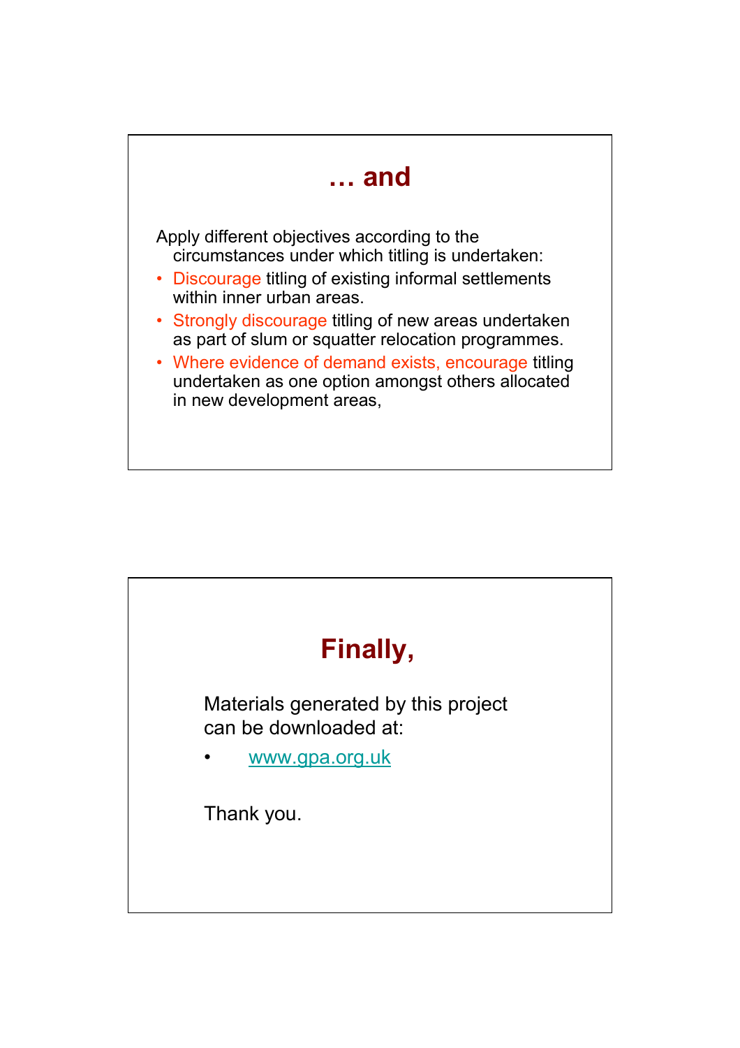## … and

Apply different objectives according to the circumstances under which titling is undertaken:

- Discourage titling of existing informal settlements within inner urban areas.
- Strongly discourage titling of new areas undertaken as part of slum or squatter relocation programmes.
- Where evidence of demand exists, encourage titling undertaken as one option amongst others allocated in new development areas,

## Finally,

Materials generated by this project can be downloaded at:

- www.gpa.org.uk

Thank you.